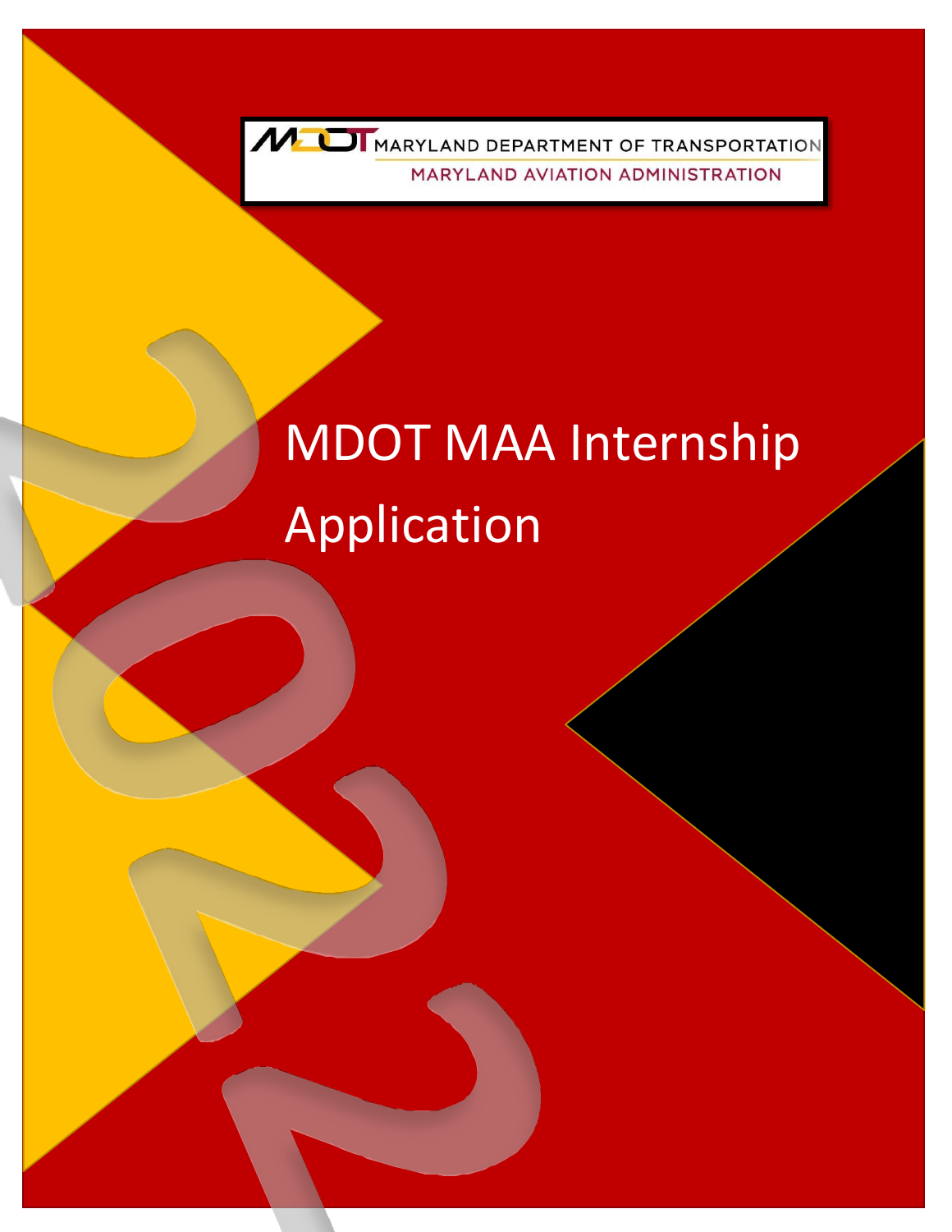MARYLAND DEPARTMENT OF TRANSPORTATION
MARYLAND AVIATION ADMINISTRATION

# MDOT MAA Internship Application

2022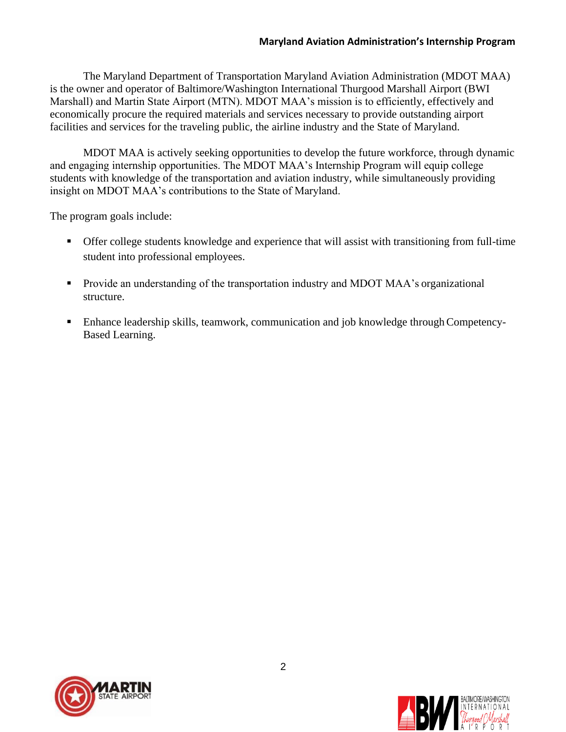The Maryland Department of Transportation Maryland Aviation Administration (MDOT MAA) is the owner and operator of Baltimore/Washington International Thurgood Marshall Airport (BWI Marshall) and Martin State Airport (MTN). MDOT MAA's mission is to efficiently, effectively and economically procure the required materials and services necessary to provide outstanding airport facilities and services for the traveling public, the airline industry and the State of Maryland.

MDOT MAA is actively seeking opportunities to develop the future workforce, through dynamic and engaging internship opportunities. The MDOT MAA's Internship Program will equip college students with knowledge of the transportation and aviation industry, while simultaneously providing insight on MDOT MAA's contributions to the State of Maryland.

The program goals include:

- Offer college students knowledge and experience that will assist with transitioning from full-time student into professional employees.
- Provide an understanding of the transportation industry and MDOT MAA's organizational structure.
- Enhance leadership skills, teamwork, communication and job knowledge through Competency-Based Learning.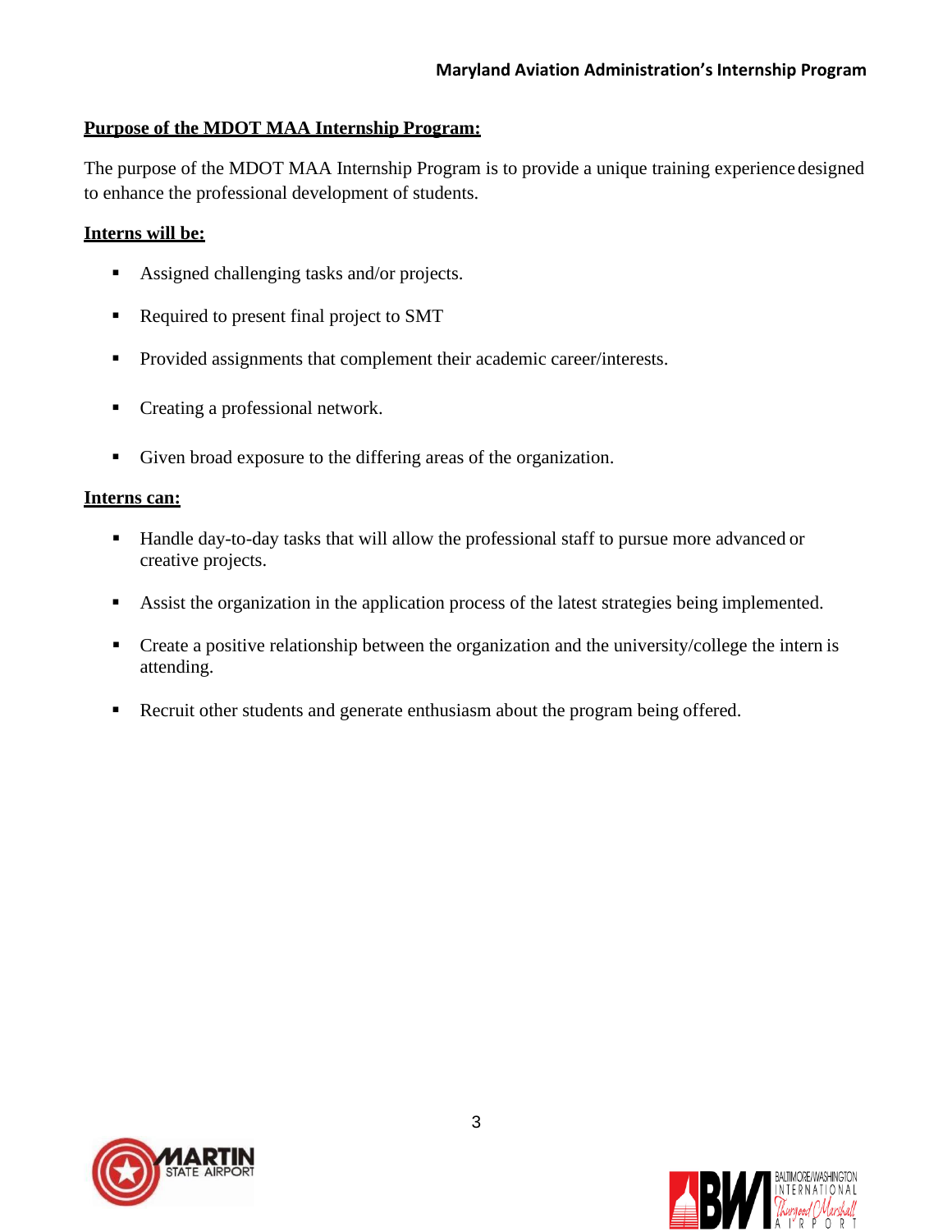## Purpose of the MDOT MAA Internship Program:

The purpose of the MDOT MAA Internship Program is to provide a unique training experience designed to enhance the professional development of students.

## Interns will be:

- Assigned challenging tasks and/or projects.
- Required to present final project to SMT
- Provided assignments that complement their academic career/interests.
- Creating a professional network.
- Given broad exposure to the differing areas of the organization.

## Interns can:

- Handle day-to-day tasks that will allow the professional staff to pursue more advanced or creative projects.
- Assist the organization in the application process of the latest strategies being implemented.
- Create a positive relationship between the organization and the university/college the intern is attending.
- Recruit other students and generate enthusiasm about the program being offered.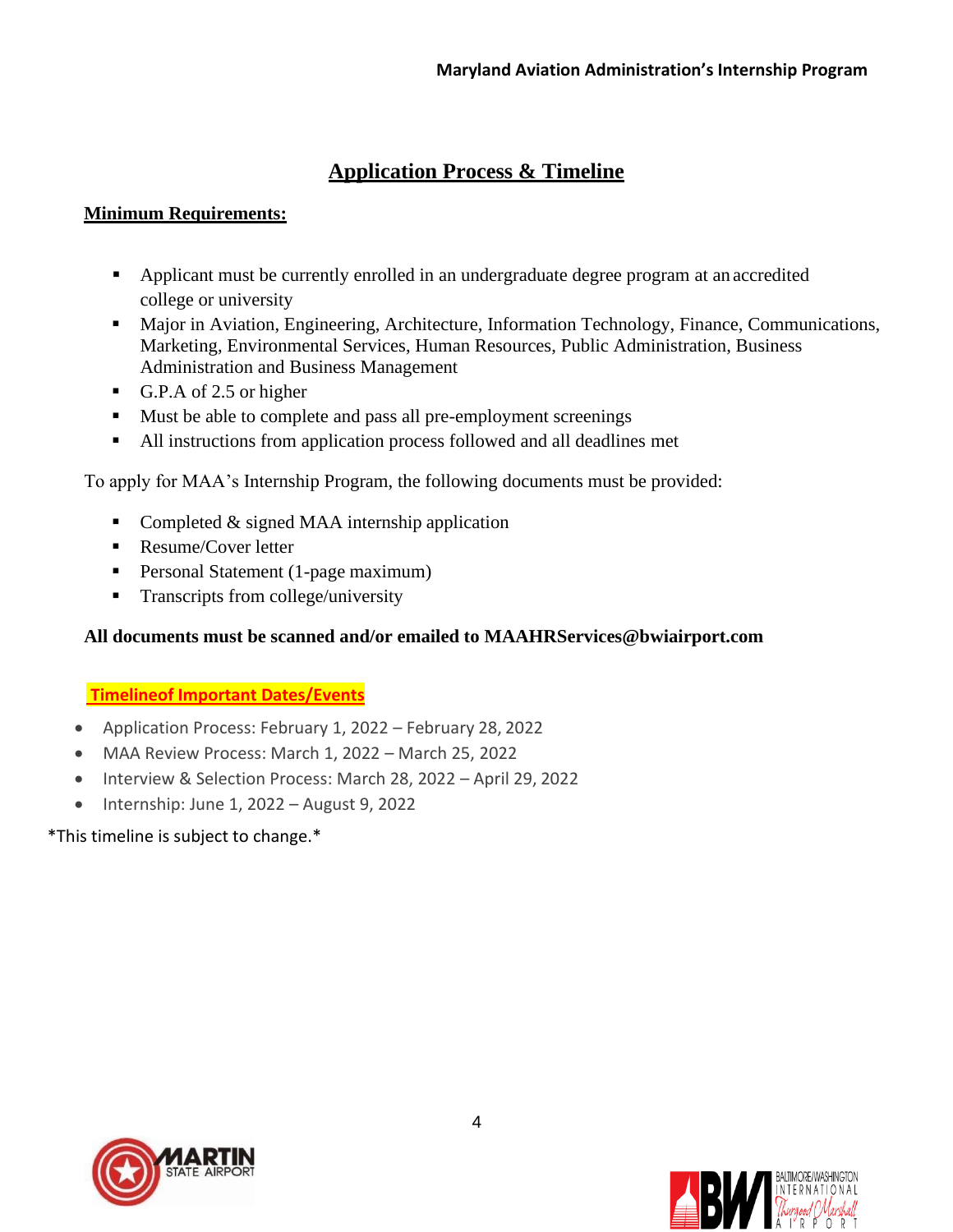## Application Process & Timeline

**Minimum Requirements:**

- Applicant must be currently enrolled in an undergraduate degree program at an accredited college or university
- Major in Aviation, Engineering, Architecture, Information Technology, Finance, Communications, Marketing, Environmental Services, Human Resources, Public Administration, Business Administration and Business Management
- G.P.A of 2.5 or higher
- Must be able to complete and pass all pre-employment screenings
- All instructions from application process followed and all deadlines met

To apply for MAA's Internship Program, the following documents must be provided:

- Completed & signed MAA internship application
- Resume/Cover letter
- Personal Statement (1-page maximum)
- Transcripts from college/university

**All documents must be scanned and/or emailed to MAAHRServices@bwiairport.com**

**Timelineof Important Dates/Events**

- Application Process: February 1, 2022 – February 28, 2022
- MAA Review Process: March 1, 2022 – March 25, 2022
- Interview & Selection Process: March 28, 2022 – April 29, 2022
- Internship: June 1, 2022 – August 9, 2022

*This timeline is subject to change.*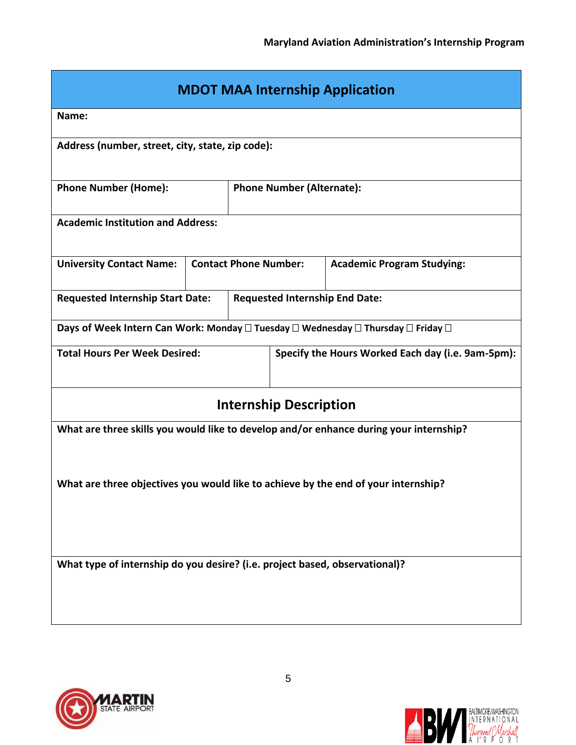## MDOT MAA Internship Application

| **MDOT MAA Internship Application** | | |
|---|---|---|
| **Name:** | | |
| **Address (number, street, city, state, zip code):** | | |
| **Phone Number (Home):** | **Phone Number (Alternate):** | |
| **Academic Institution and Address:** | | |
| **University Contact Name:** | **Contact Phone Number:** | **Academic Program Studying:** |
| **Requested Internship Start Date:** | **Requested Internship End Date:** | |
| **Days of Week Intern Can Work:** Monday ☐ Tuesday ☐ Wednesday ☐ Thursday ☐ Friday ☐ | | |
| **Total Hours Per Week Desired:** | **Specify the Hours Worked Each day (i.e. 9am-5pm):** | |

### Internship Description

**What are three skills you would like to develop and/or enhance during your internship?**

**What are three objectives you would like to achieve by the end of your internship?**

**What type of internship do you desire? (i.e. project based, observational)?**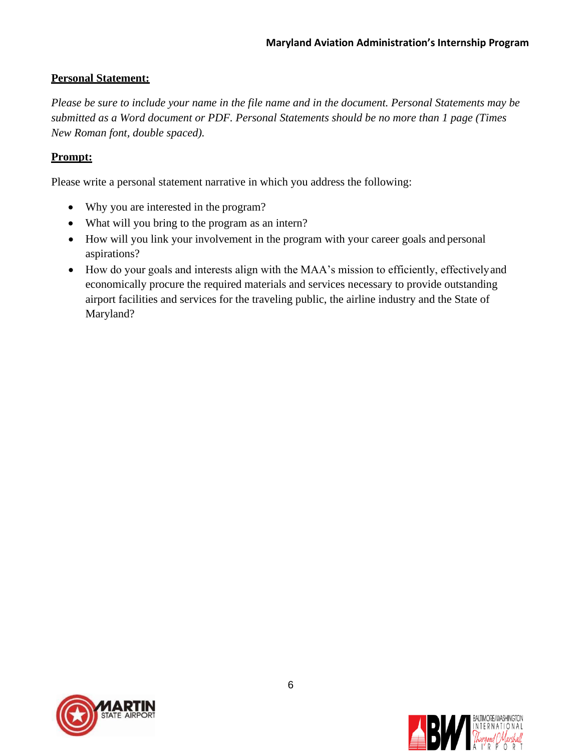**Personal Statement:**

*Please be sure to include your name in the file name and in the document. Personal Statements may be submitted as a Word document or PDF. Personal Statements should be no more than 1 page (Times New Roman font, double spaced).*

**Prompt:**

Please write a personal statement narrative in which you address the following:

- Why you are interested in the program?
- What will you bring to the program as an intern?
- How will you link your involvement in the program with your career goals and personal aspirations?
- How do your goals and interests align with the MAA's mission to efficiently, effectively and economically procure the required materials and services necessary to provide outstanding airport facilities and services for the traveling public, the airline industry and the State of Maryland?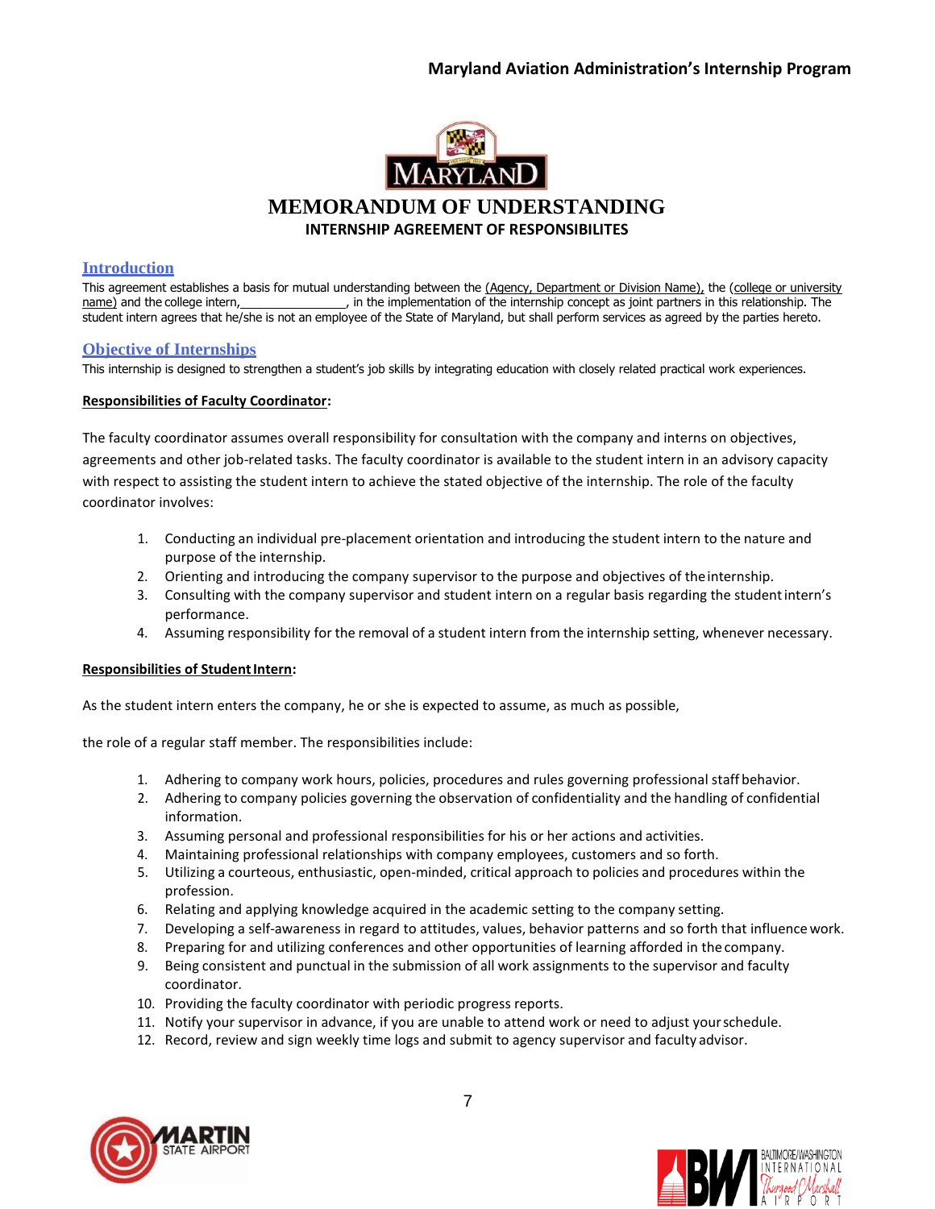# MEMORANDUM OF UNDERSTANDING

### INTERNSHIP AGREEMENT OF RESPONSIBILITES

## Introduction

This agreement establishes a basis for mutual understanding between the (Agency, Department or Division Name), the (college or university name) and the college intern,\_\_\_\_\_\_\_\_\_\_\_\_\_\_\_\_, in the implementation of the internship concept as joint partners in this relationship. The student intern agrees that he/she is not an employee of the State of Maryland, but shall perform services as agreed by the parties hereto.

## Objective of Internships

This internship is designed to strengthen a student's job skills by integrating education with closely related practical work experiences.

**Responsibilities of Faculty Coordinator:**

The faculty coordinator assumes overall responsibility for consultation with the company and interns on objectives, agreements and other job-related tasks. The faculty coordinator is available to the student intern in an advisory capacity with respect to assisting the student intern to achieve the stated objective of the internship. The role of the faculty coordinator involves:

1. Conducting an individual pre-placement orientation and introducing the student intern to the nature and purpose of the internship.
2. Orienting and introducing the company supervisor to the purpose and objectives of the internship.
3. Consulting with the company supervisor and student intern on a regular basis regarding the student intern's performance.
4. Assuming responsibility for the removal of a student intern from the internship setting, whenever necessary.

**Responsibilities of Student Intern:**

As the student intern enters the company, he or she is expected to assume, as much as possible,

the role of a regular staff member. The responsibilities include:

1. Adhering to company work hours, policies, procedures and rules governing professional staff behavior.
2. Adhering to company policies governing the observation of confidentiality and the handling of confidential information.
3. Assuming personal and professional responsibilities for his or her actions and activities.
4. Maintaining professional relationships with company employees, customers and so forth.
5. Utilizing a courteous, enthusiastic, open-minded, critical approach to policies and procedures within the profession.
6. Relating and applying knowledge acquired in the academic setting to the company setting.
7. Developing a self-awareness in regard to attitudes, values, behavior patterns and so forth that influence work.
8. Preparing for and utilizing conferences and other opportunities of learning afforded in the company.
9. Being consistent and punctual in the submission of all work assignments to the supervisor and faculty coordinator.
10. Providing the faculty coordinator with periodic progress reports.
11. Notify your supervisor in advance, if you are unable to attend work or need to adjust your schedule.
12. Record, review and sign weekly time logs and submit to agency supervisor and faculty advisor.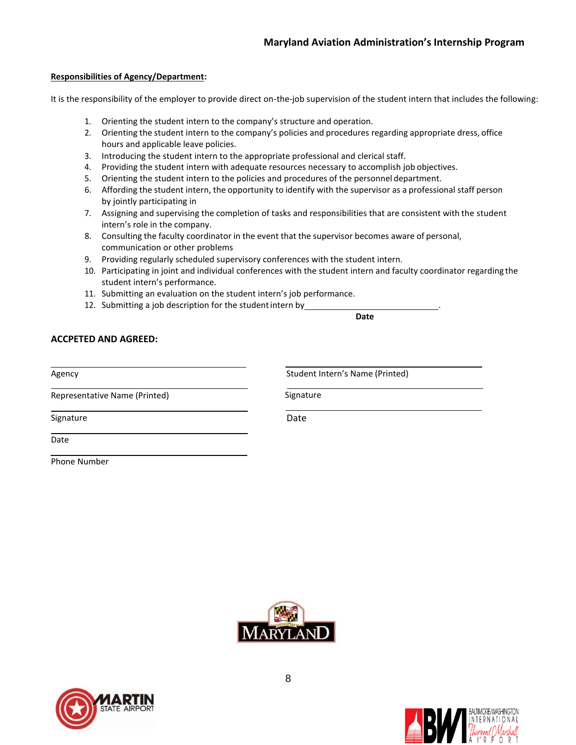**Responsibilities of Agency/Department:**

It is the responsibility of the employer to provide direct on-the-job supervision of the student intern that includes the following:

1. Orienting the student intern to the company's structure and operation.
2. Orienting the student intern to the company's policies and procedures regarding appropriate dress, office hours and applicable leave policies.
3. Introducing the student intern to the appropriate professional and clerical staff.
4. Providing the student intern with adequate resources necessary to accomplish job objectives.
5. Orienting the student intern to the policies and procedures of the personnel department.
6. Affording the student intern, the opportunity to identify with the supervisor as a professional staff person by jointly participating in
7. Assigning and supervising the completion of tasks and responsibilities that are consistent with the student intern's role in the company.
8. Consulting the faculty coordinator in the event that the supervisor becomes aware of personal, communication or other problems
9. Providing regularly scheduled supervisory conferences with the student intern.
10. Participating in joint and individual conferences with the student intern and faculty coordinator regarding the student intern's performance.
11. Submitting an evaluation on the student intern's job performance.
12. Submitting a job description for the student intern by ______________________________.
    **Date**

**ACCPETED AND AGREED:**

______________________________
Agency

______________________________
Representative Name (Printed)

______________________________
Signature

______________________________
Date

______________________________
Phone Number

______________________________
Student Intern's Name (Printed)

______________________________
Signature

______________________________
Date